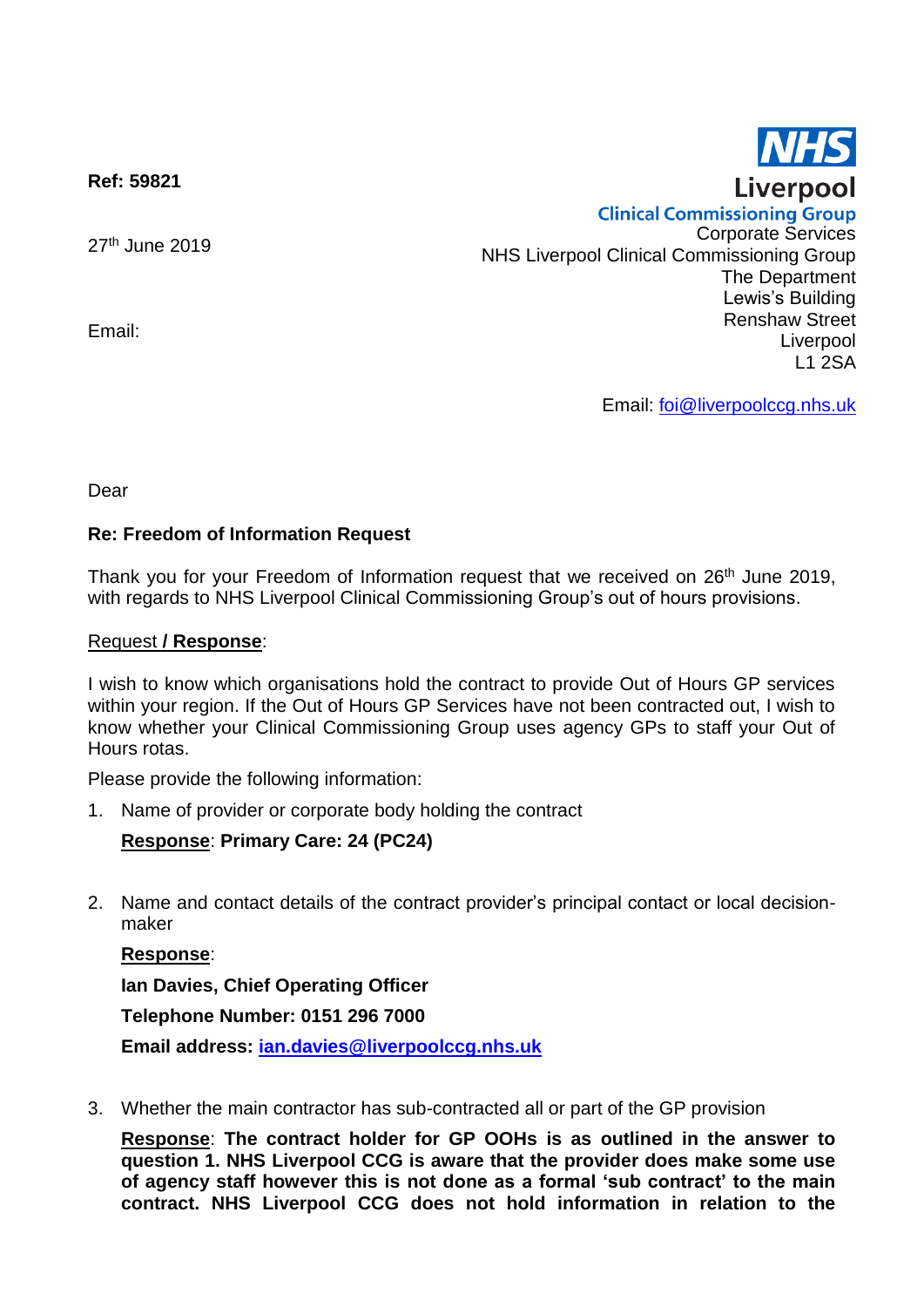**Ref: 59821**

27th June 2019

Email:

NHS
Liverpool
Clinical Commissioning Group

Corporate Services
NHS Liverpool Clinical Commissioning Group
The Department
Lewis's Building
Renshaw Street
Liverpool
L1 2SA

Email: foi@liverpoolccg.nhs.uk

Dear

**Re: Freedom of Information Request**

Thank you for your Freedom of Information request that we received on 26th June 2019, with regards to NHS Liverpool Clinical Commissioning Group's out of hours provisions.

Request **/ Response**:

I wish to know which organisations hold the contract to provide Out of Hours GP services within your region. If the Out of Hours GP Services have not been contracted out, I wish to know whether your Clinical Commissioning Group uses agency GPs to staff your Out of Hours rotas.

Please provide the following information:

1. Name of provider or corporate body holding the contract

   **Response**: **Primary Care: 24 (PC24)**

2. Name and contact details of the contract provider's principal contact or local decision-maker

   **Response**:

   **Ian Davies, Chief Operating Officer**

   **Telephone Number: 0151 296 7000**

   **Email address: ian.davies@liverpoolccg.nhs.uk**

3. Whether the main contractor has sub-contracted all or part of the GP provision

   **Response**: **The contract holder for GP OOHs is as outlined in the answer to question 1. NHS Liverpool CCG is aware that the provider does make some use of agency staff however this is not done as a formal 'sub contract' to the main contract. NHS Liverpool CCG does not hold information in relation to the**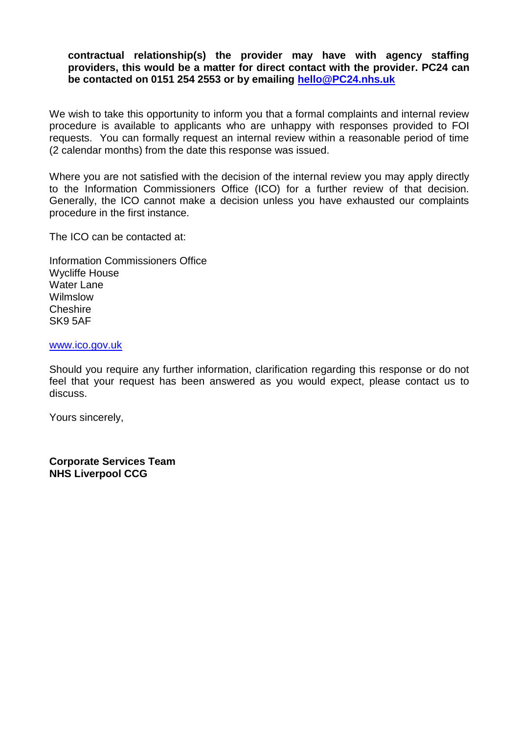**contractual relationship(s) the provider may have with agency staffing providers, this would be a matter for direct contact with the provider. PC24 can be contacted on 0151 254 2553 or by emailing [hello@PC24.nhs.uk](mailto:hello@PC24.nhs.uk)**

We wish to take this opportunity to inform you that a formal complaints and internal review procedure is available to applicants who are unhappy with responses provided to FOI requests. You can formally request an internal review within a reasonable period of time (2 calendar months) from the date this response was issued.

Where you are not satisfied with the decision of the internal review you may apply directly to the Information Commissioners Office (ICO) for a further review of that decision. Generally, the ICO cannot make a decision unless you have exhausted our complaints procedure in the first instance.

The ICO can be contacted at:

Information Commissioners Office
Wycliffe House
Water Lane
Wilmslow
Cheshire
SK9 5AF

[www.ico.gov.uk](http://www.ico.gov.uk)

Should you require any further information, clarification regarding this response or do not feel that your request has been answered as you would expect, please contact us to discuss.

Yours sincerely,

**Corporate Services Team**
**NHS Liverpool CCG**